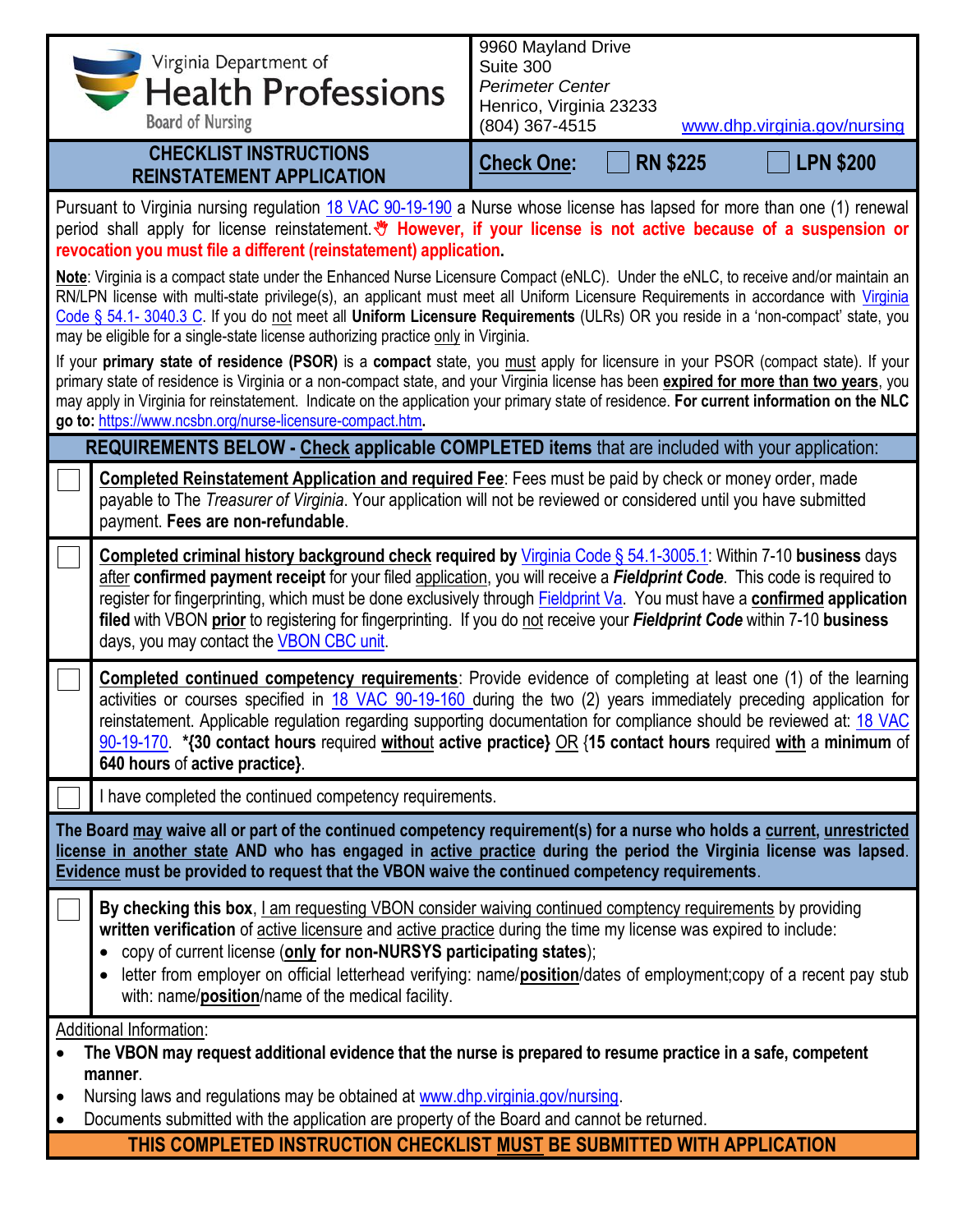Virginia Department of
# Health Professions
Board of Nursing

9960 Mayland Drive
Suite 300
*Perimeter Center*
Henrico, Virginia 23233
(804) 367-4515 www.dhp.virginia.gov/nursing

## CHECKLIST INSTRUCTIONS REINSTATEMENT APPLICATION

**Check One:** ☐ **RN $225** ☐ **LPN $200**

Pursuant to Virginia nursing regulation 18 VAC 90-19-190 a Nurse whose license has lapsed for more than one (1) renewal period shall apply for license reinstatement. **However, if your license is not active because of a suspension or revocation you must file a different (reinstatement) application.**

**Note**: Virginia is a compact state under the Enhanced Nurse Licensure Compact (eNLC). Under the eNLC, to receive and/or maintain an RN/LPN license with multi-state privilege(s), an applicant must meet all Uniform Licensure Requirements in accordance with Virginia Code § 54.1- 3040.3 C. If you do not meet all **Uniform Licensure Requirements** (ULRs) OR you reside in a 'non-compact' state, you may be eligible for a single-state license authorizing practice only in Virginia.

If your **primary state of residence (PSOR)** is a **compact** state, you must apply for licensure in your PSOR (compact state). If your primary state of residence is Virginia or a non-compact state, and your Virginia license has been **expired for more than two years**, you may apply in Virginia for reinstatement. Indicate on the application your primary state of residence. **For current information on the NLC go to:** https://www.ncsbn.org/nurse-licensure-compact.htm.

### REQUIREMENTS BELOW - Check applicable COMPLETED items that are included with your application:

☐ **Completed Reinstatement Application and required Fee**: Fees must be paid by check or money order, made payable to The *Treasurer of Virginia*. Your application will not be reviewed or considered until you have submitted payment. **Fees are non-refundable**.

☐ **Completed criminal history background check required by** Virginia Code § 54.1-3005.1: Within 7-10 **business** days after **confirmed payment receipt** for your filed application, you will receive a ***Fieldprint Code***. This code is required to register for fingerprinting, which must be done exclusively through Fieldprint Va. You must have a **confirmed application filed** with VBON **prior** to registering for fingerprinting. If you do not receive your ***Fieldprint Code*** within 7-10 **business** days, you may contact the VBON CBC unit.

☐ **Completed continued competency requirements**: Provide evidence of completing at least one (1) of the learning activities or courses specified in 18 VAC 90-19-160 during the two (2) years immediately preceding application for reinstatement. Applicable regulation regarding supporting documentation for compliance should be reviewed at: 18 VAC 90-19-170. ***{30 contact hours** required **without active practice}** OR {**15 contact hours** required **with** a **minimum** of **640 hours** of **active practice}**.

☐ I have completed the continued competency requirements.

**The Board may waive all or part of the continued competency requirement(s) for a nurse who holds a current, unrestricted license in another state AND who has engaged in active practice during the period the Virginia license was lapsed. Evidence must be provided to request that the VBON waive the continued competency requirements.**

☐ **By checking this box**, I am requesting VBON consider waiving continued comptency requirements by providing **written verification** of active licensure and active practice during the time my license was expired to include:

- copy of current license (**only for non-NURSYS participating states**);
- letter from employer on official letterhead verifying: name/**position**/dates of employment;copy of a recent pay stub with: name/**position**/name of the medical facility.

Additional Information:

- **The VBON may request additional evidence that the nurse is prepared to resume practice in a safe, competent manner.**
- Nursing laws and regulations may be obtained at www.dhp.virginia.gov/nursing.
- Documents submitted with the application are property of the Board and cannot be returned.

**THIS COMPLETED INSTRUCTION CHECKLIST MUST BE SUBMITTED WITH APPLICATION**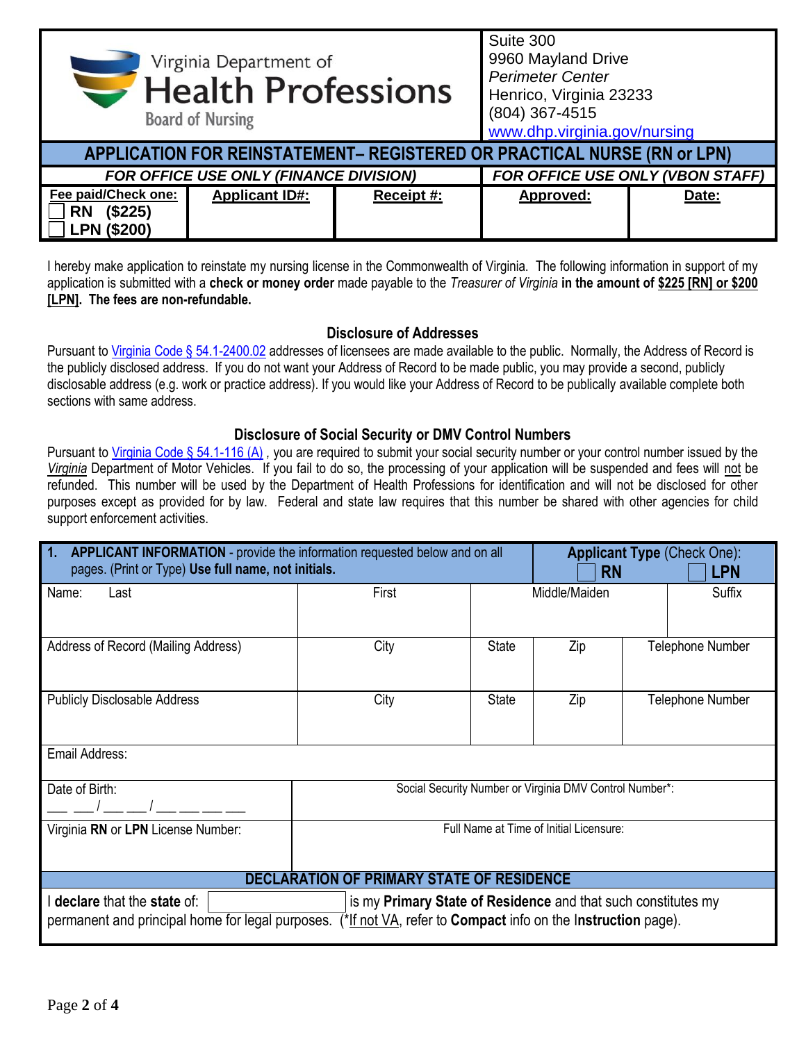Virginia Department of
**Health Professions**
Board of Nursing

Suite 300
9960 Mayland Drive
*Perimeter Center*
Henrico, Virginia 23233
(804) 367-4515
www.dhp.virginia.gov/nursing

## APPLICATION FOR REINSTATEMENT– REGISTERED OR PRACTICAL NURSE (RN or LPN)

| *FOR OFFICE USE ONLY (FINANCE DIVISION)* | | | *FOR OFFICE USE ONLY (VBON STAFF)* | |
|---|---|---|---|---|
| **Fee paid/Check one:** ☐ **RN ($225)** ☐ **LPN ($200)** | **Applicant ID#:** | **Receipt #:** | **Approved:** | **Date:** |

I hereby make application to reinstate my nursing license in the Commonwealth of Virginia. The following information in support of my application is submitted with a **check or money order** made payable to the *Treasurer of Virginia* **in the amount of $225 [RN] or $200 [LPN]. The fees are non-refundable.**

### Disclosure of Addresses

Pursuant to Virginia Code § 54.1-2400.02 addresses of licensees are made available to the public. Normally, the Address of Record is the publicly disclosed address. If you do not want your Address of Record to be made public, you may provide a second, publicly disclosable address (e.g. work or practice address). If you would like your Address of Record to be publically available complete both sections with same address.

### Disclosure of Social Security or DMV Control Numbers

Pursuant to Virginia Code § 54.1-116 (A) , you are required to submit your social security number or your control number issued by the *Virginia* Department of Motor Vehicles. If you fail to do so, the processing of your application will be suspended and fees will not be refunded. This number will be used by the Department of Health Professions for identification and will not be disclosed for other purposes except as provided for by law. Federal and state law requires that this number be shared with other agencies for child support enforcement activities.

| **1. APPLICANT INFORMATION** - provide the information requested below and on all pages. (Print or Type) **Use full name, not initials.** | | | | **Applicant Type** (Check One): ☐ **RN** ☐ **LPN** |
|---|---|---|---|---|
| Name: Last | First | Middle/Maiden | | Suffix |
| Address of Record (Mailing Address) | City | State | Zip | Telephone Number |
| Publicly Disclosable Address | City | State | Zip | Telephone Number |
| Email Address: | | | | |
| Date of Birth: \_\_ \_\_/\_\_ \_\_/\_\_ \_\_ \_\_ \_\_ | Social Security Number or Virginia DMV Control Number*: | | | |
| Virginia **RN** or **LPN** License Number: | Full Name at Time of Initial Licensure: | | | |

### DECLARATION OF PRIMARY STATE OF RESIDENCE

I **declare** that the **state** of: \_\_\_\_\_\_\_\_\_\_\_\_ is my **Primary State of Residence** and that such constitutes my permanent and principal home for legal purposes. (*If not VA, refer to **Compact** info on the I**nstruction** page).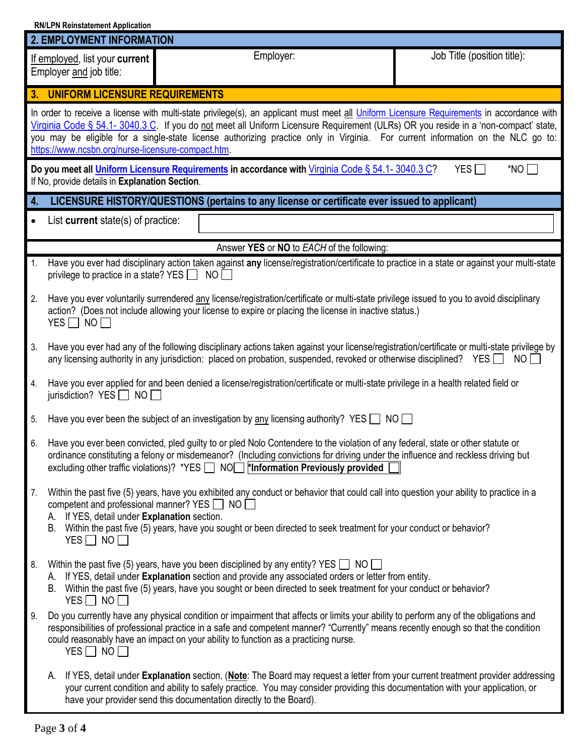RN/LPN Reinstatement Application

## 2. EMPLOYMENT INFORMATION

| If employed, list your **current** Employer and job title: | Employer: | Job Title (position title): |
|---|---|---|

## 3. UNIFORM LICENSURE REQUIREMENTS

In order to receive a license with multi-state privilege(s), an applicant must meet all Uniform Licensure Requirements in accordance with Virginia Code § 54.1- 3040.3 C. If you do not meet all Uniform Licensure Requirement (ULRs) OR you reside in a 'non-compact' state, you may be eligible for a single-state license authorizing practice only in Virginia. For current information on the NLC go to: https://www.ncsbn.org/nurse-licensure-compact.htm.

**Do you meet all Uniform Licensure Requirements in accordance with** Virginia Code § 54.1- 3040.3 C? YES ☐ *NO ☐
If No, provide details in **Explanation Section**.

## 4. LICENSURE HISTORY/QUESTIONS (pertains to any license or certificate ever issued to applicant)

- List **current** state(s) of practice:

Answer **YES** or **NO** to *EACH* of the following:

1. Have you ever had disciplinary action taken against **any** license/registration/certificate to practice in a state or against your multi-state privilege to practice in a state? YES ☐ NO ☐

2. Have you ever voluntarily surrendered any license/registration/certificate or multi-state privilege issued to you to avoid disciplinary action? (Does not include allowing your license to expire or placing the license in inactive status.)
YES ☐ NO ☐

3. Have you ever had any of the following disciplinary actions taken against your license/registration/certificate or multi-state privilege by any licensing authority in any jurisdiction: placed on probation, suspended, revoked or otherwise disciplined? YES ☐ NO ☐

4. Have you ever applied for and been denied a license/registration/certificate or multi-state privilege in a health related field or jurisdiction? YES ☐ NO ☐

5. Have you ever been the subject of an investigation by any licensing authority? YES ☐ NO ☐

6. Have you ever been convicted, pled guilty to or pled Nolo Contendere to the violation of any federal, state or other statute or ordinance constituting a felony or misdemeanor? (Including convictions for driving under the influence and reckless driving but excluding other traffic violations)? *YES ☐ NO ☐ ***Information Previously provided** ☐

7. Within the past five (5) years, have you exhibited any conduct or behavior that could call into question your ability to practice in a competent and professional manner? YES ☐ NO ☐
   A. If YES, detail under **Explanation** section.
   B. Within the past five (5) years, have you sought or been directed to seek treatment for your conduct or behavior?
   YES ☐ NO ☐

8. Within the past five (5) years, have you been disciplined by any entity? YES ☐ NO ☐
   A. If YES, detail under **Explanation** section and provide any associated orders or letter from entity.
   B. Within the past five (5) years, have you sought or been directed to seek treatment for your conduct or behavior?
   YES ☐ NO ☐

9. Do you currently have any physical condition or impairment that affects or limits your ability to perform any of the obligations and responsibilities of professional practice in a safe and competent manner? "Currently" means recently enough so that the condition could reasonably have an impact on your ability to function as a practicing nurse.
   YES ☐ NO ☐

   A. If YES, detail under **Explanation** section. (**Note**: The Board may request a letter from your current treatment provider addressing your current condition and ability to safely practice. You may consider providing this documentation with your application, or have your provider send this documentation directly to the Board).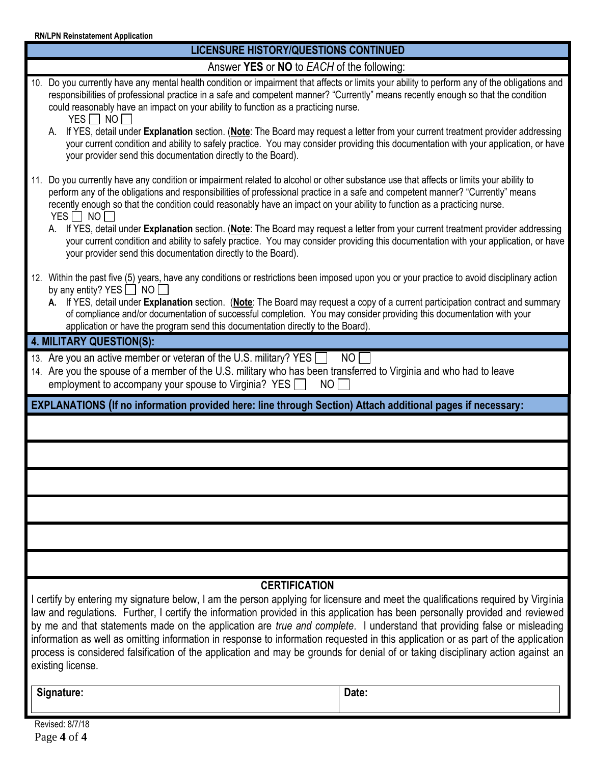## LICENSURE HISTORY/QUESTIONS CONTINUED

Answer **YES** or **NO** to *EACH* of the following:

10. Do you currently have any mental health condition or impairment that affects or limits your ability to perform any of the obligations and responsibilities of professional practice in a safe and competent manner? "Currently" means recently enough so that the condition could reasonably have an impact on your ability to function as a practicing nurse.
    YES ☐ NO ☐
    A. If YES, detail under **Explanation** section. (**Note**: The Board may request a letter from your current treatment provider addressing your current condition and ability to safely practice. You may consider providing this documentation with your application, or have your provider send this documentation directly to the Board).

11. Do you currently have any condition or impairment related to alcohol or other substance use that affects or limits your ability to perform any of the obligations and responsibilities of professional practice in a safe and competent manner? "Currently" means recently enough so that the condition could reasonably have an impact on your ability to function as a practicing nurse.
    YES ☐ NO ☐
    A. If YES, detail under **Explanation** section. (**Note**: The Board may request a letter from your current treatment provider addressing your current condition and ability to safely practice. You may consider providing this documentation with your application, or have your provider send this documentation directly to the Board).

12. Within the past five (5) years, have any conditions or restrictions been imposed upon you or your practice to avoid disciplinary action by any entity? YES ☐ NO ☐
    **A.** If YES, detail under **Explanation** section. (**Note**: The Board may request a copy of a current participation contract and summary of compliance and/or documentation of successful completion. You may consider providing this documentation with your application or have the program send this documentation directly to the Board).

## 4. MILITARY QUESTION(S):

13. Are you an active member or veteran of the U.S. military? YES ☐ NO ☐
14. Are you the spouse of a member of the U.S. military who has been transferred to Virginia and who had to leave employment to accompany your spouse to Virginia? YES ☐ NO ☐

## EXPLANATIONS (If no information provided here: line through Section) Attach additional pages if necessary:

## CERTIFICATION

I certify by entering my signature below, I am the person applying for licensure and meet the qualifications required by Virginia law and regulations. Further, I certify the information provided in this application has been personally provided and reviewed by me and that statements made on the application are *true and complete*. I understand that providing false or misleading information as well as omitting information in response to information requested in this application or as part of the application process is considered falsification of the application and may be grounds for denial of or taking disciplinary action against an existing license.

| **Signature:** | **Date:** |
|---|---|

Revised: 8/7/18